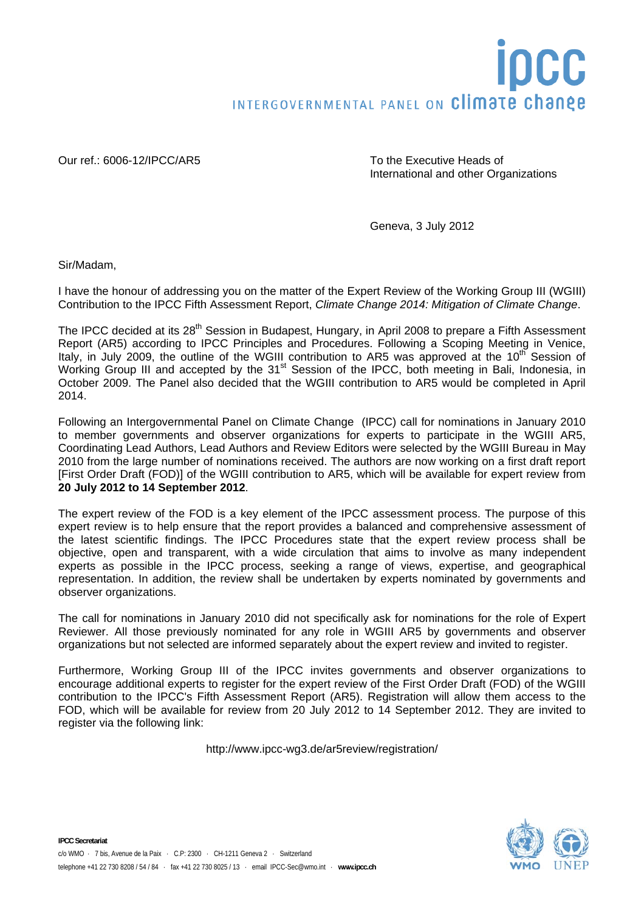ipcc

INTERGOVERNMENTAL PANEL ON climate change

Our ref.: 6006-12/IPCC/AR5

To the Executive Heads of
International and other Organizations

Geneva, 3 July 2012

Sir/Madam,

I have the honour of addressing you on the matter of the Expert Review of the Working Group III (WGIII) Contribution to the IPCC Fifth Assessment Report, *Climate Change 2014: Mitigation of Climate Change*.

The IPCC decided at its 28th Session in Budapest, Hungary, in April 2008 to prepare a Fifth Assessment Report (AR5) according to IPCC Principles and Procedures. Following a Scoping Meeting in Venice, Italy, in July 2009, the outline of the WGIII contribution to AR5 was approved at the 10th Session of Working Group III and accepted by the 31st Session of the IPCC, both meeting in Bali, Indonesia, in October 2009. The Panel also decided that the WGIII contribution to AR5 would be completed in April 2014.

Following an Intergovernmental Panel on Climate Change (IPCC) call for nominations in January 2010 to member governments and observer organizations for experts to participate in the WGIII AR5, Coordinating Lead Authors, Lead Authors and Review Editors were selected by the WGIII Bureau in May 2010 from the large number of nominations received. The authors are now working on a first draft report [First Order Draft (FOD)] of the WGIII contribution to AR5, which will be available for expert review from **20 July 2012 to 14 September 2012**.

The expert review of the FOD is a key element of the IPCC assessment process. The purpose of this expert review is to help ensure that the report provides a balanced and comprehensive assessment of the latest scientific findings. The IPCC Procedures state that the expert review process shall be objective, open and transparent, with a wide circulation that aims to involve as many independent experts as possible in the IPCC process, seeking a range of views, expertise, and geographical representation. In addition, the review shall be undertaken by experts nominated by governments and observer organizations.

The call for nominations in January 2010 did not specifically ask for nominations for the role of Expert Reviewer. All those previously nominated for any role in WGIII AR5 by governments and observer organizations but not selected are informed separately about the expert review and invited to register.

Furthermore, Working Group III of the IPCC invites governments and observer organizations to encourage additional experts to register for the expert review of the First Order Draft (FOD) of the WGIII contribution to the IPCC's Fifth Assessment Report (AR5). Registration will allow them access to the FOD, which will be available for review from 20 July 2012 to 14 September 2012. They are invited to register via the following link:

http://www.ipcc-wg3.de/ar5review/registration/

**IPCC Secretariat**
c/o WMO · 7 bis, Avenue de la Paix · C.P: 2300 · CH-1211 Geneva 2 · Switzerland
telephone +41 22 730 8208 / 54 / 84 · fax +41 22 730 8025 / 13 · email IPCC-Sec@wmo.int · **www.ipcc.ch**

WMO UNEP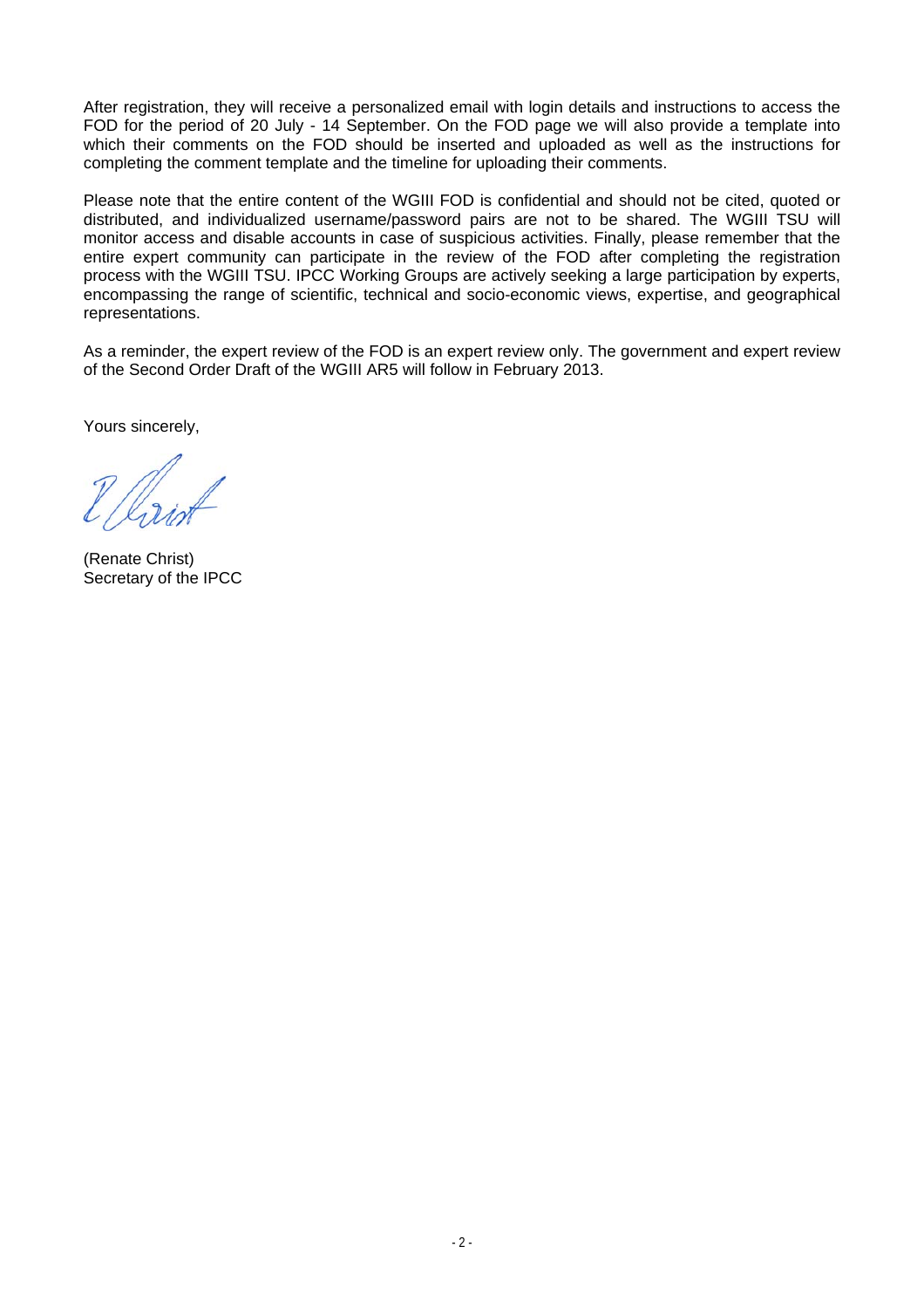After registration, they will receive a personalized email with login details and instructions to access the FOD for the period of 20 July - 14 September. On the FOD page we will also provide a template into which their comments on the FOD should be inserted and uploaded as well as the instructions for completing the comment template and the timeline for uploading their comments.

Please note that the entire content of the WGIII FOD is confidential and should not be cited, quoted or distributed, and individualized username/password pairs are not to be shared. The WGIII TSU will monitor access and disable accounts in case of suspicious activities. Finally, please remember that the entire expert community can participate in the review of the FOD after completing the registration process with the WGIII TSU. IPCC Working Groups are actively seeking a large participation by experts, encompassing the range of scientific, technical and socio-economic views, expertise, and geographical representations.

As a reminder, the expert review of the FOD is an expert review only. The government and expert review of the Second Order Draft of the WGIII AR5 will follow in February 2013.

Yours sincerely,

(Renate Christ)
Secretary of the IPCC